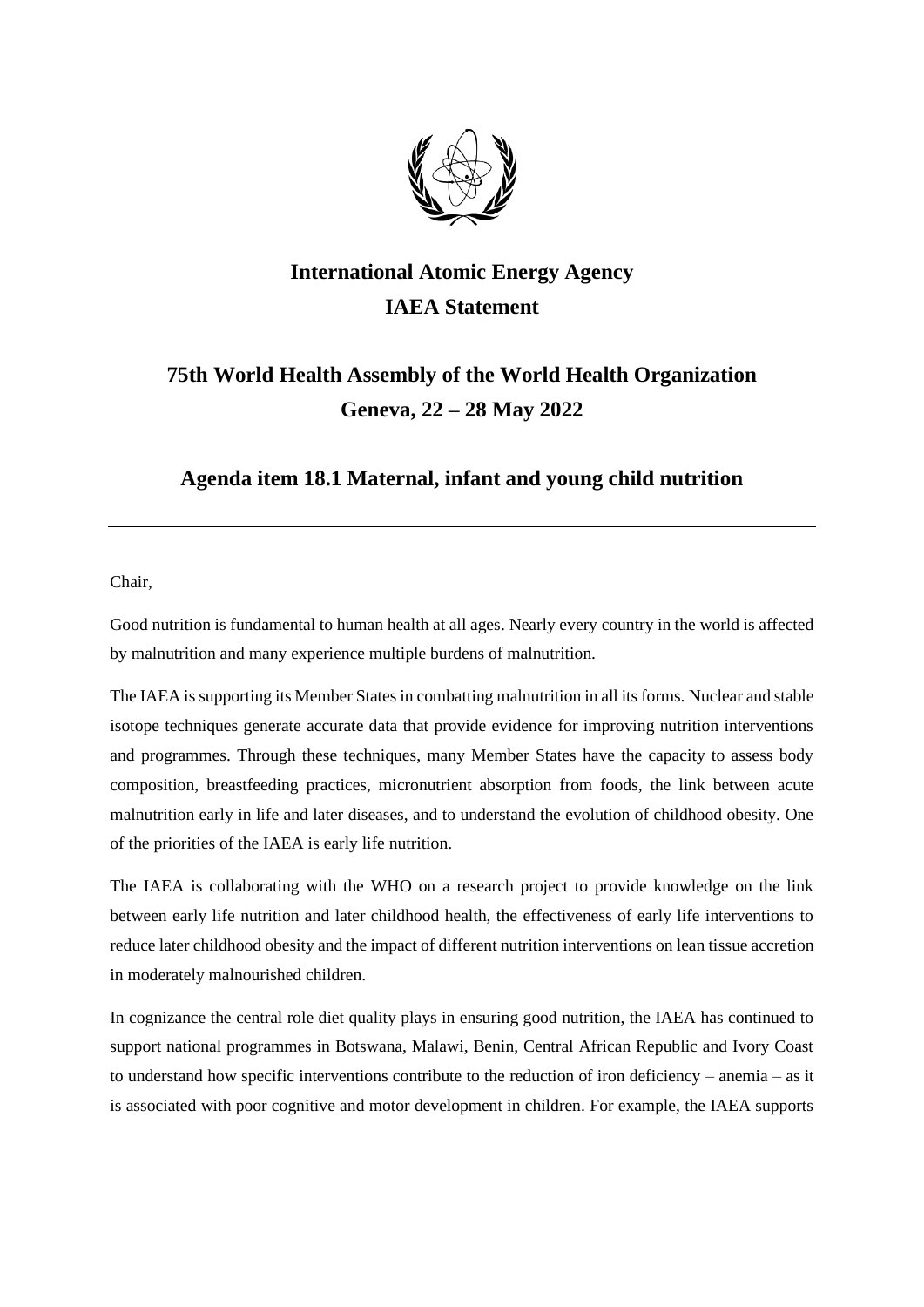# International Atomic Energy Agency

# IAEA Statement

## 75th World Health Assembly of the World Health Organization

## Geneva, 22 – 28 May 2022

### Agenda item 18.1 Maternal, infant and young child nutrition

---

Chair,

Good nutrition is fundamental to human health at all ages. Nearly every country in the world is affected by malnutrition and many experience multiple burdens of malnutrition.

The IAEA is supporting its Member States in combatting malnutrition in all its forms. Nuclear and stable isotope techniques generate accurate data that provide evidence for improving nutrition interventions and programmes. Through these techniques, many Member States have the capacity to assess body composition, breastfeeding practices, micronutrient absorption from foods, the link between acute malnutrition early in life and later diseases, and to understand the evolution of childhood obesity. One of the priorities of the IAEA is early life nutrition.

The IAEA is collaborating with the WHO on a research project to provide knowledge on the link between early life nutrition and later childhood health, the effectiveness of early life interventions to reduce later childhood obesity and the impact of different nutrition interventions on lean tissue accretion in moderately malnourished children.

In cognizance the central role diet quality plays in ensuring good nutrition, the IAEA has continued to support national programmes in Botswana, Malawi, Benin, Central African Republic and Ivory Coast to understand how specific interventions contribute to the reduction of iron deficiency – anemia – as it is associated with poor cognitive and motor development in children. For example, the IAEA supports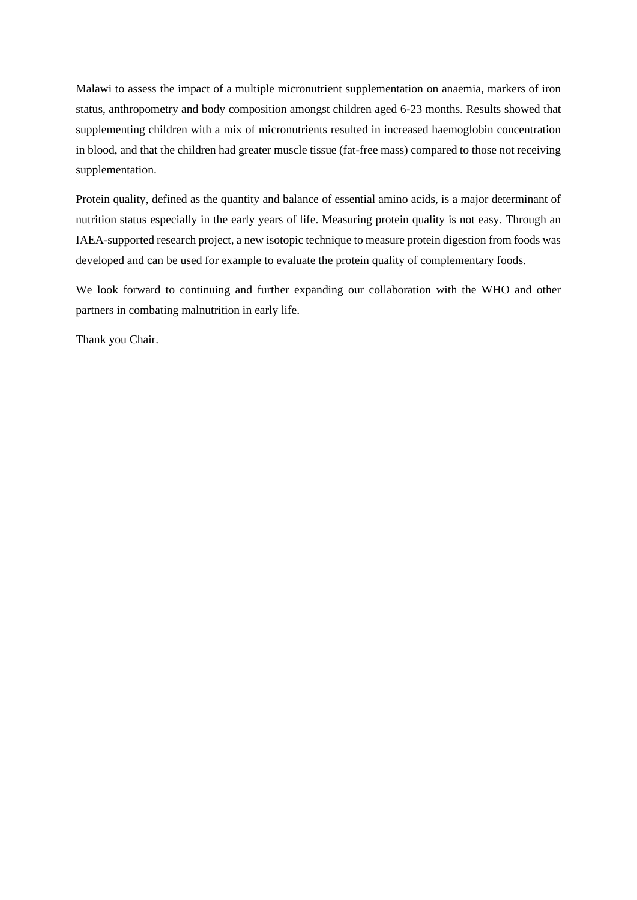Malawi to assess the impact of a multiple micronutrient supplementation on anaemia, markers of iron status, anthropometry and body composition amongst children aged 6-23 months. Results showed that supplementing children with a mix of micronutrients resulted in increased haemoglobin concentration in blood, and that the children had greater muscle tissue (fat-free mass) compared to those not receiving supplementation.

Protein quality, defined as the quantity and balance of essential amino acids, is a major determinant of nutrition status especially in the early years of life. Measuring protein quality is not easy. Through an IAEA-supported research project, a new isotopic technique to measure protein digestion from foods was developed and can be used for example to evaluate the protein quality of complementary foods.

We look forward to continuing and further expanding our collaboration with the WHO and other partners in combating malnutrition in early life.

Thank you Chair.